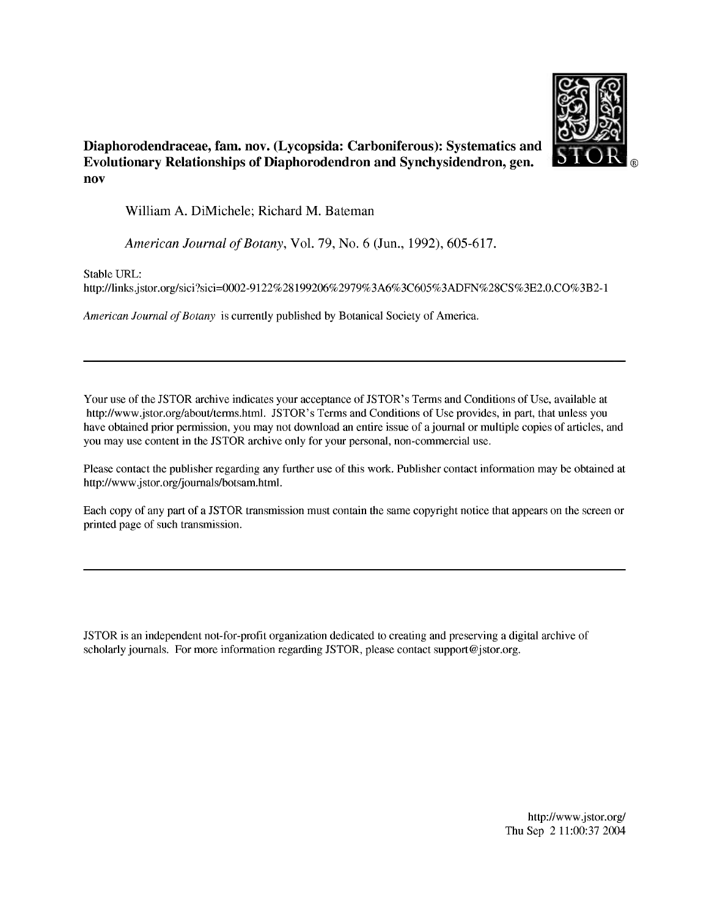**Diaphorodendraceae, fam. nov. (Lycopsida: Carboniferous): Systematics and Evolutionary Relationships of Diaphorodendron and Synchysidendron, gen. nov**

William A. DiMichele; Richard M. Bateman

*American Journal of Botany*, Vol. 79, No. 6 (Jun., 1992), 605-617.

Stable URL:
http://links.jstor.org/sici?sici=0002-9122%28199206%2979%3A6%3C605%3ADFN%28CS%3E2.0.CO%3B2-1

*American Journal of Botany* is currently published by Botanical Society of America.

---

Your use of the JSTOR archive indicates your acceptance of JSTOR's Terms and Conditions of Use, available at http://www.jstor.org/about/terms.html. JSTOR's Terms and Conditions of Use provides, in part, that unless you have obtained prior permission, you may not download an entire issue of a journal or multiple copies of articles, and you may use content in the JSTOR archive only for your personal, non-commercial use.

Please contact the publisher regarding any further use of this work. Publisher contact information may be obtained at http://www.jstor.org/journals/botsam.html.

Each copy of any part of a JSTOR transmission must contain the same copyright notice that appears on the screen or printed page of such transmission.

---

JSTOR is an independent not-for-profit organization dedicated to creating and preserving a digital archive of scholarly journals. For more information regarding JSTOR, please contact support@jstor.org.

http://www.jstor.org/
Thu Sep 2 11:00:37 2004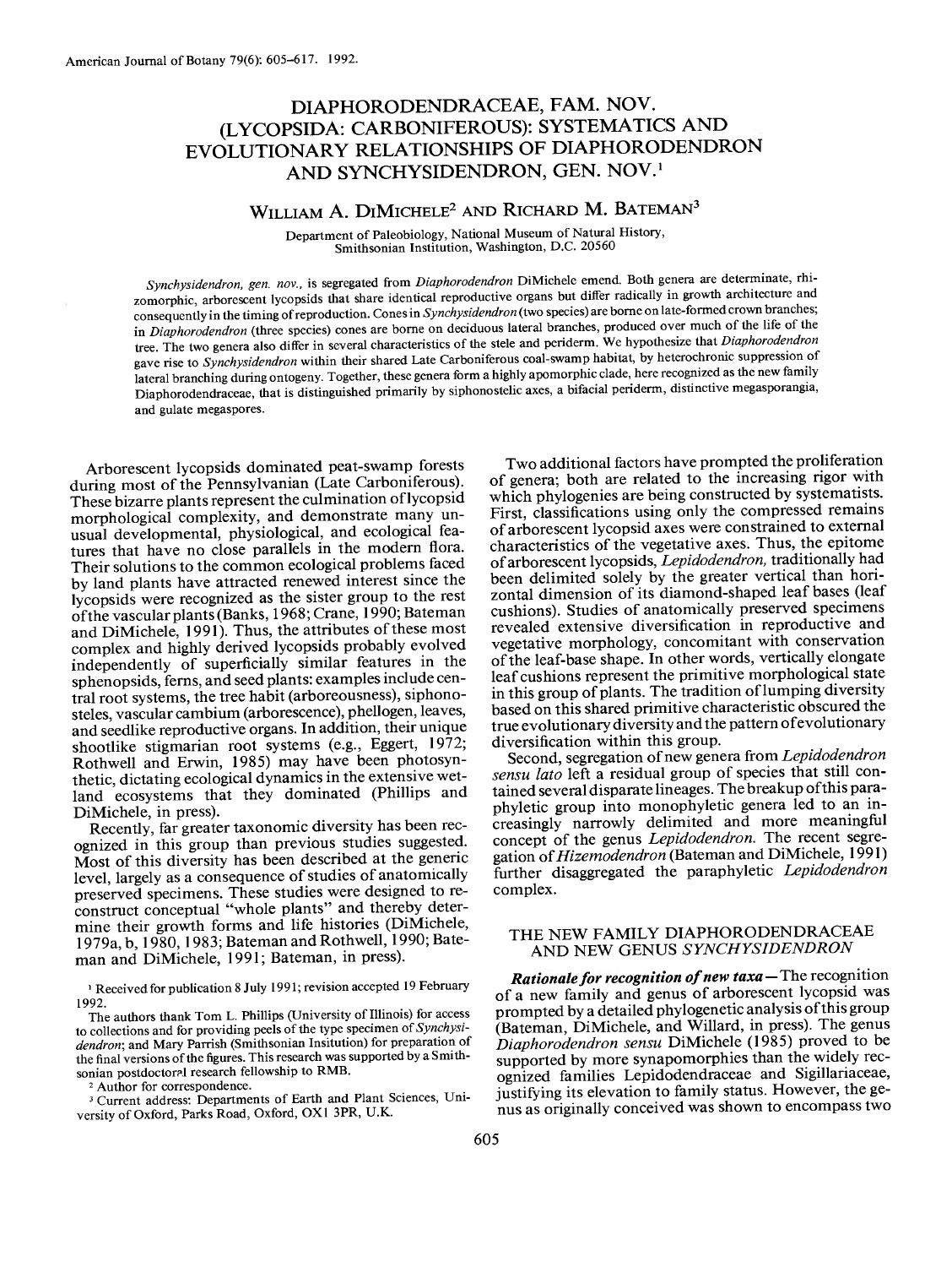# DIAPHORODENDRACEAE, FAM. NOV. (LYCOPSIDA: CARBONIFEROUS): SYSTEMATICS AND EVOLUTIONARY RELATIONSHIPS OF DIAPHORODENDRON AND SYNCHYSIDENDRON, GEN. NOV.[1]

WILLIAM A. DIMICHELE[2] AND RICHARD M. BATEMAN[3]

Department of Paleobiology, National Museum of Natural History, Smithsonian Institution, Washington, D.C. 20560

*Synchysidendron, gen. nov.*, is segregated from *Diaphorodendron* DiMichele emend. Both genera are determinate, rhizomorphic, arborescent lycopsids that share identical reproductive organs but differ radically in growth architecture and consequently in the timing of reproduction. Cones in *Synchysidendron* (two species) are borne on late-formed crown branches; in *Diaphorodendron* (three species) cones are borne on deciduous lateral branches, produced over much of the life of the tree. The two genera also differ in several characteristics of the stele and periderm. We hypothesize that *Diaphorodendron* gave rise to *Synchysidendron* within their shared Late Carboniferous coal-swamp habitat, by heterochronic suppression of lateral branching during ontogeny. Together, these genera form a highly apomorphic clade, here recognized as the new family Diaphorodendraceae, that is distinguished primarily by siphonostelic axes, a bifacial periderm, distinctive megasporangia, and gulate megaspores.

Arborescent lycopsids dominated peat-swamp forests during most of the Pennsylvanian (Late Carboniferous). These bizarre plants represent the culmination of lycopsid morphological complexity, and demonstrate many unusual developmental, physiological, and ecological features that have no close parallels in the modern flora. Their solutions to the common ecological problems faced by land plants have attracted renewed interest since the lycopsids were recognized as the sister group to the rest of the vascular plants (Banks, 1968; Crane, 1990; Bateman and DiMichele, 1991). Thus, the attributes of these most complex and highly derived lycopsids probably evolved independently of superficially similar features in the sphenopsids, ferns, and seed plants: examples include central root systems, the tree habit (arboreousness), siphonosteles, vascular cambium (arborescence), phellogen, leaves, and seedlike reproductive organs. In addition, their unique shootlike stigmarian root systems (e.g., Eggert, 1972; Rothwell and Erwin, 1985) may have been photosynthetic, dictating ecological dynamics in the extensive wetland ecosystems that they dominated (Phillips and DiMichele, in press).

Recently, far greater taxonomic diversity has been recognized in this group than previous studies suggested. Most of this diversity has been described at the generic level, largely as a consequence of studies of anatomically preserved specimens. These studies were designed to reconstruct conceptual "whole plants" and thereby determine their growth forms and life histories (DiMichele, 1979a, b, 1980, 1983; Bateman and Rothwell, 1990; Bateman and DiMichele, 1991; Bateman, in press).

Two additional factors have prompted the proliferation of genera; both are related to the increasing rigor with which phylogenies are being constructed by systematists. First, classifications using only the compressed remains of arborescent lycopsid axes were constrained to external characteristics of the vegetative axes. Thus, the epitome of arborescent lycopsids, *Lepidodendron*, traditionally had been delimited solely by the greater vertical than horizontal dimension of its diamond-shaped leaf bases (leaf cushions). Studies of anatomically preserved specimens revealed extensive diversification in reproductive and vegetative morphology, concomitant with conservation of the leaf-base shape. In other words, vertically elongate leaf cushions represent the primitive morphological state in this group of plants. The tradition of lumping diversity based on this shared primitive characteristic obscured the true evolutionary diversity and the pattern of evolutionary diversification within this group.

Second, segregation of new genera from *Lepidodendron sensu lato* left a residual group of species that still contained several disparate lineages. The breakup of this paraphyletic group into monophyletic genera led to an increasingly narrowly delimited and more meaningful concept of the genus *Lepidodendron*. The recent segregation of *Hizemodendron* (Bateman and DiMichele, 1991) further disaggregated the paraphyletic *Lepidodendron* complex.

## THE NEW FAMILY DIAPHORODENDRACEAE AND NEW GENUS *SYNCHYSIDENDRON*

***Rationale for recognition of new taxa*** — The recognition of a new family and genus of arborescent lycopsid was prompted by a detailed phylogenetic analysis of this group (Bateman, DiMichele, and Willard, in press). The genus *Diaphorodendron sensu* DiMichele (1985) proved to be supported by more synapomorphies than the widely recognized families Lepidodendraceae and Sigillariaceae, justifying its elevation to family status. However, the genus as originally conceived was shown to encompass two

[1] Received for publication 8 July 1991; revision accepted 19 February 1992.

The authors thank Tom L. Phillips (University of Illinois) for access to collections and for providing peels of the type specimen of *Synchysidendron*; and Mary Parrish (Smithsonian Insitution) for preparation of the final versions of the figures. This research was supported by a Smithsonian postdoctoral research fellowship to RMB.

[2] Author for correspondence.

[3] Current address: Departments of Earth and Plant Sciences, University of Oxford, Parks Road, Oxford, OX1 3PR, U.K.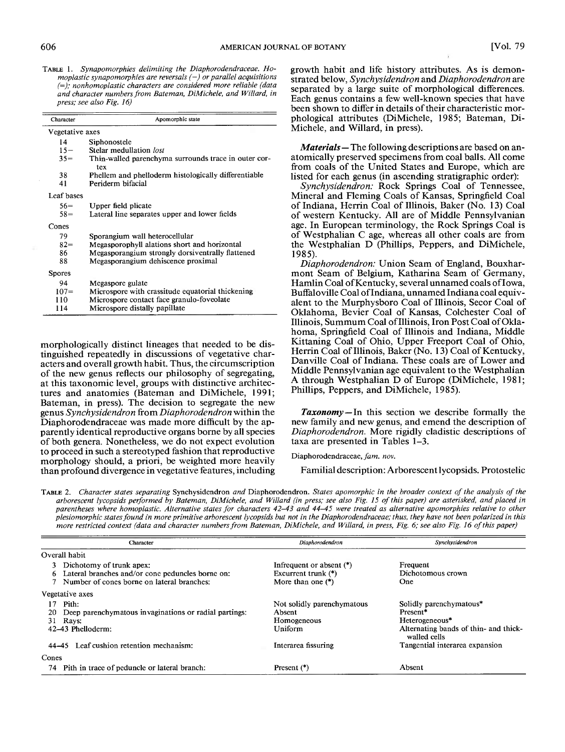TABLE 1. *Synapomorphies delimiting the Diaphorodendraceae. Homoplastic synapomorphies are reversals (−) or parallel acquisitions (=); nonhomoplastic characters are considered more reliable (data and character numbers from Bateman, DiMichele, and Willard, in press; see also Fig. 16)*

| Character | Apomorphic state |
|---|---|
| Vegetative axes | |
| 14 | Siphonostele |
| 15− | Stelar medullation *lost* |
| 35= | Thin-walled parenchyma surrounds trace in outer cortex |
| 38 | Phellem and phelloderm histologically differentiable |
| 41 | Periderm bifacial |
| Leaf bases | |
| 56= | Upper field plicate |
| 58= | Lateral line separates upper and lower fields |
| Cones | |
| 79 | Sporangium wall heterocellular |
| 82= | Megasporophyll alations short and horizontal |
| 86 | Megasporangium strongly dorsiventrally flattened |
| 88 | Megasporangium dehiscence proximal |
| Spores | |
| 94 | Megaspore gulate |
| 107= | Microspore with crassitude equatorial thickening |
| 110 | Microspore contact face granulo-foveolate |
| 114 | Microspore distally papillate |

morphologically distinct lineages that needed to be distinguished repeatedly in discussions of vegetative characters and overall growth habit. Thus, the circumscription of the new genus reflects our philosophy of segregating, at this taxonomic level, groups with distinctive architectures and anatomies (Bateman and DiMichele, 1991; Bateman, in press). The decision to segregate the new genus *Synchysidendron* from *Diaphorodendron* within the Diaphorodendraceae was made more difficult by the apparently identical reproductive organs borne by all species of both genera. Nonetheless, we do not expect evolution to proceed in such a stereotyped fashion that reproductive morphology should, a priori, be weighted more heavily than profound divergence in vegetative features, including growth habit and life history attributes. As is demonstrated below, *Synchysidendron* and *Diaphorodendron* are separated by a large suite of morphological differences. Each genus contains a few well-known species that have been shown to differ in details of their characteristic morphological attributes (DiMichele, 1985; Bateman, DiMichele, and Willard, in press).

***Materials***—The following descriptions are based on anatomically preserved specimens from coal balls. All come from coals of the United States and Europe, which are listed for each genus (in ascending stratigraphic order):

*Synchysidendron:* Rock Springs Coal of Tennessee, Mineral and Fleming Coals of Kansas, Springfield Coal of Indiana, Herrin Coal of Illinois, Baker (No. 13) Coal of western Kentucky. All are of Middle Pennsylvanian age. In European terminology, the Rock Springs Coal is of Westphalian C age, whereas all other coals are from the Westphalian D (Phillips, Peppers, and DiMichele, 1985).

*Diaphorodendron:* Union Seam of England, Bouxharmont Seam of Belgium, Katharina Seam of Germany, Hamlin Coal of Kentucky, several unnamed coals of Iowa, Buffaloville Coal of Indiana, unnamed Indiana coal equivalent to the Murphysboro Coal of Illinois, Secor Coal of Oklahoma, Bevier Coal of Kansas, Colchester Coal of Illinois, Summum Coal of Illinois, Iron Post Coal of Oklahoma, Springfield Coal of Illinois and Indiana, Middle Kittaning Coal of Ohio, Upper Freeport Coal of Ohio, Herrin Coal of Illinois, Baker (No. 13) Coal of Kentucky, Danville Coal of Indiana. These coals are of Lower and Middle Pennsylvanian age equivalent to the Westphalian A through Westphalian D of Europe (DiMichele, 1981; Phillips, Peppers, and DiMichele, 1985).

***Taxonomy***—In this section we describe formally the new family and new genus, and emend the description of *Diaphorodendron*. More rigidly cladistic descriptions of taxa are presented in Tables 1–3.

Diaphorodendraceae, *fam. nov.*

Familial description: Arborescent lycopsids. Protostelic

TABLE 2. *Character states separating* Synchysidendron *and* Diaphorodendron. *States apomorphic in the broader context of the analysis of the arborescent lycopsids performed by Bateman, DiMichele, and Willard (in press; see also Fig. 15 of this paper) are asterisked, and placed in parentheses where homoplastic. Alternative states for characters 42–43 and 44–45 were treated as alternative apomorphies relative to other plesiomorphic states found in more primitive arborescent lycopsids but not in the Diaphorodendraceae; thus, they have not been polarized in this more restricted context (data and character numbers from Bateman, DiMichele, and Willard, in press, Fig. 6; see also Fig. 16 of this paper)*

| Character | *Diaphorodendron* | *Synchysidendron* |
|---|---|---|
| Overall habit | | |
| 3 Dichotomy of trunk apex: | Infrequent or absent (*) | Frequent |
| 6 Lateral branches and/or cone peduncles borne on: | Excurrent trunk (*) | Dichotomous crown |
| 7 Number of cones borne on lateral branches: | More than one (*) | One |
| Vegetative axes | | |
| 17 Pith: | Not solidly parenchymatous | Solidly parenchymatous* |
| 20 Deep parenchymatous invaginations or radial partings: | Absent | Present* |
| 31 Rays: | Homogeneous | Heterogeneous* |
| 42–43 Phelloderm: | Uniform | Alternating bands of thin- and thick-walled cells |
| 44–45 Leaf cushion retention mechanism: | Interarea fissuring | Tangential interarea expansion |
| Cones | | |
| 74 Pith in trace of peduncle or lateral branch: | Present (*) | Absent |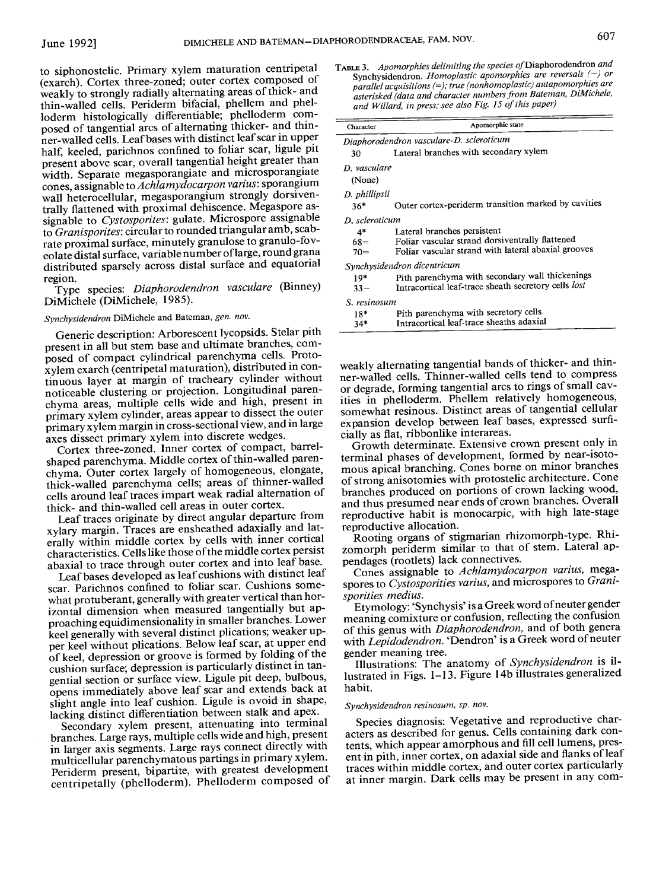to siphonostelic. Primary xylem maturation centripetal (exarch). Cortex three-zoned; outer cortex composed of weakly to strongly radially alternating areas of thick- and thin-walled cells. Periderm bifacial, phellem and phelloderm histologically differentiable; phelloderm composed of tangential arcs of alternating thicker- and thinner-walled cells. Leaf bases with distinct leaf scar in upper half, keeled, parichnos confined to foliar scar, ligule pit present above scar, overall tangential height greater than width. Separate megasporangiate and microsporangiate cones, assignable to *Achlamydocarpon varius*: sporangium wall heterocellular, megasporangium strongly dorsiventrally flattened with proximal dehiscence. Megaspore assignable to *Cystosporites*: gulate. Microspore assignable to *Granisporites*: circular to rounded triangular amb, scabrate proximal surface, minutely granulose to granulo-foveolate distal surface, variable number of large, round grana distributed sparsely across distal surface and equatorial region.

Type species: *Diaphorodendron vasculare* (Binney) DiMichele (DiMichele, 1985).

*Synchysidendron* DiMichele and Bateman, *gen. nov.*

Generic description: Arborescent lycopsids. Stelar pith present in all but stem base and ultimate branches, composed of compact cylindrical parenchyma cells. Protoxylem exarch (centripetal maturation), distributed in continuous layer at margin of tracheary cylinder without noticeable clustering or projection. Longitudinal parenchyma areas, multiple cells wide and high, present in primary xylem cylinder, areas appear to dissect the outer primary xylem margin in cross-sectional view, and in large axes dissect primary xylem into discrete wedges.

Cortex three-zoned. Inner cortex of compact, barrel-shaped parenchyma. Middle cortex of thin-walled parenchyma. Outer cortex largely of homogeneous, elongate, thick-walled parenchyma cells; areas of thinner-walled cells around leaf traces impart weak radial alternation of thick- and thin-walled cell areas in outer cortex.

Leaf traces originate by direct angular departure from xylary margin. Traces are ensheathed adaxially and laterally within middle cortex by cells with inner cortical characteristics. Cells like those of the middle cortex persist abaxial to trace through outer cortex and into leaf base.

Leaf bases developed as leaf cushions with distinct leaf scar. Parichnos confined to foliar scar. Cushions somewhat protuberant, generally with greater vertical than horizontal dimension when measured tangentially but approaching equidimensionality in smaller branches. Lower keel generally with several distinct plications; weaker upper keel without plications. Below leaf scar, at upper end of keel, depression or groove is formed by folding of the cushion surface; depression is particularly distinct in tangential section or surface view. Ligule pit deep, bulbous, opens immediately above leaf scar and extends back at slight angle into leaf cushion. Ligule is ovoid in shape, lacking distinct differentiation between stalk and apex.

Secondary xylem present, attenuating into terminal branches. Large rays, multiple cells wide and high, present in larger axis segments. Large rays connect directly with multicellular parenchymatous partings in primary xylem. Periderm present, bipartite, with greatest development centripetally (phelloderm). Phelloderm composed of weakly alternating tangential bands of thicker- and thinner-walled cells. Thinner-walled cells tend to compress or degrade, forming tangential arcs to rings of small cavities in phelloderm. Phellem relatively homogeneous, somewhat resinous. Distinct areas of tangential cellular expansion develop between leaf bases, expressed surficially as flat, ribbonlike interareas.

Growth determinate. Extensive crown present only in terminal phases of development, formed by near-isotomous apical branching. Cones borne on minor branches of strong anisotomies with protostelic architecture. Cone branches produced on portions of crown lacking wood, and thus presumed near ends of crown branches. Overall reproductive habit is monocarpic, with high late-stage reproductive allocation.

Rooting organs of stigmarian rhizomorph-type. Rhizomorph periderm similar to that of stem. Lateral appendages (rootlets) lack connectives.

Cones assignable to *Achlamydocarpon varius*, megaspores to *Cystosporites varius*, and microspores to *Granisporities medius*.

Etymology: 'Synchysis' is a Greek word of neuter gender meaning comixture or confusion, reflecting the confusion of this genus with *Diaphorodendron*, and of both genera with *Lepidodendron*. 'Dendron' is a Greek word of neuter gender meaning tree.

Illustrations: The anatomy of *Synchysidendron* is illustrated in Figs. 1–13. Figure 14b illustrates generalized habit.

*Synchysidendron resinosum*, *sp. nov.*

Species diagnosis: Vegetative and reproductive characters as described for genus. Cells containing dark contents, which appear amorphous and fill cell lumens, present in pith, inner cortex, on adaxial side and flanks of leaf traces within middle cortex, and outer cortex particularly at inner margin. Dark cells may be present in any com-

TABLE 3. *Apomorphies delimiting the species of* Diaphorodendron *and* Synchysidendron. *Homoplastic apomorphies are reversals (−) or parallel acquisitions (=); true (nonhomoplastic) autapomorphies are asterisked (data and character numbers from Bateman, DiMichele, and Willard, in press; see also Fig. 15 of this paper)*

| Character | Apomorphic state |
|---|---|
| *Diaphorodendron vasculare-D. scleroticum* | |
| 30 | Lateral branches with secondary xylem |
| *D. vasculare* | |
| (None) | |
| *D. phillipsii* | |
| 36* | Outer cortex-periderm transition marked by cavities |
| *D. scleroticum* | |
| 4* | Lateral branches persistent |
| 68= | Foliar vascular strand dorsiventrally flattened |
| 70= | Foliar vascular strand with lateral abaxial grooves |
| *Synchysidendron dicentricum* | |
| 19* | Pith parenchyma with secondary wall thickenings |
| 33− | Intracortical leaf-trace sheath secretory cells *lost* |
| *S. resinosum* | |
| 18* | Pith parenchyma with secretory cells |
| 34* | Intracortical leaf-trace sheaths adaxial |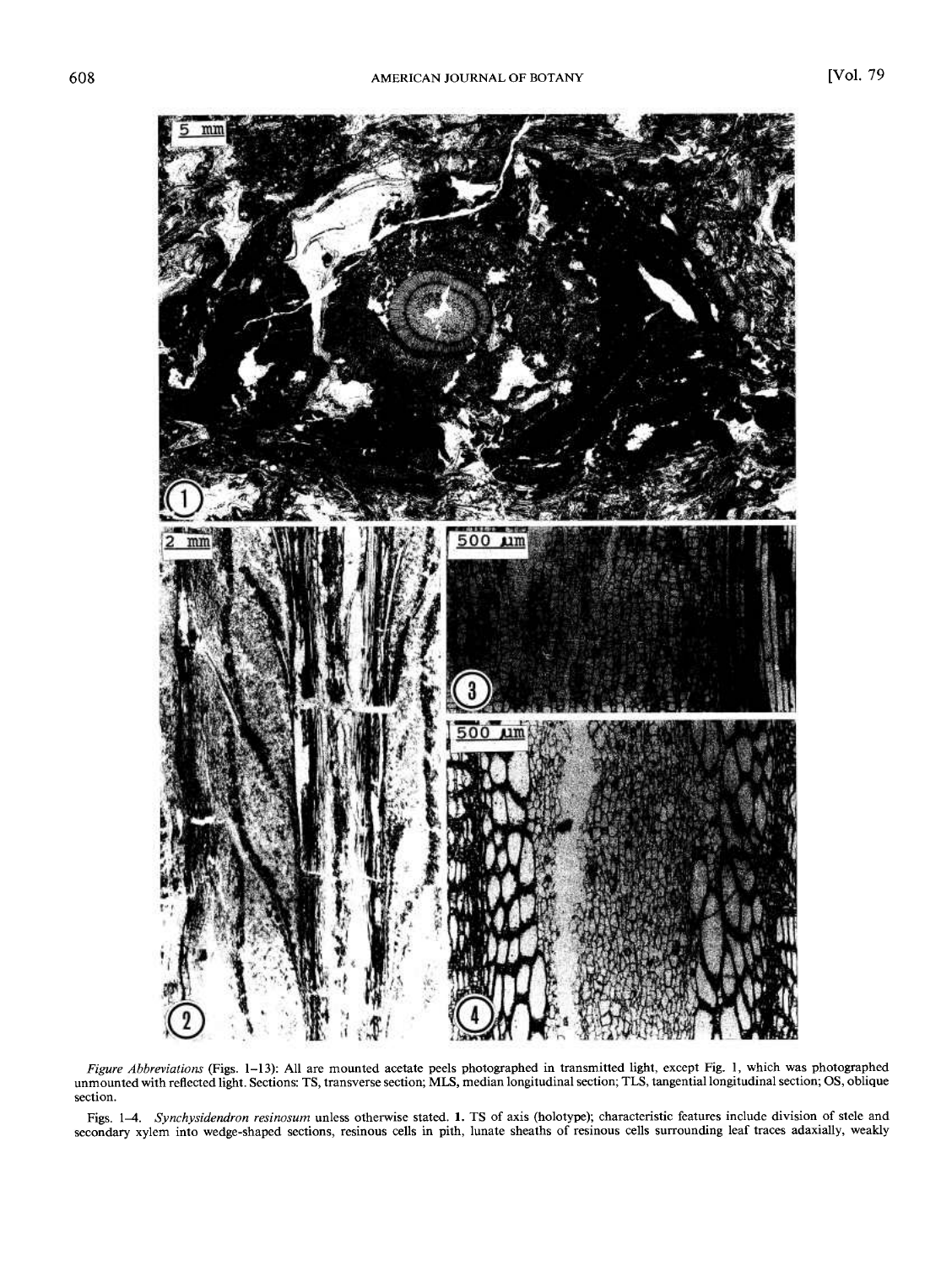*Figure Abbreviations* (Figs. 1–13): All are mounted acetate peels photographed in transmitted light, except Fig. 1, which was photographed unmounted with reflected light. Sections: TS, transverse section; MLS, median longitudinal section; TLS, tangential longitudinal section; OS, oblique section.

Figs. 1–4. *Synchysidendron resinosum* unless otherwise stated. **1.** TS of axis (holotype); characteristic features include division of stele and secondary xylem into wedge-shaped sections, resinous cells in pith, lunate sheaths of resinous cells surrounding leaf traces adaxially, weakly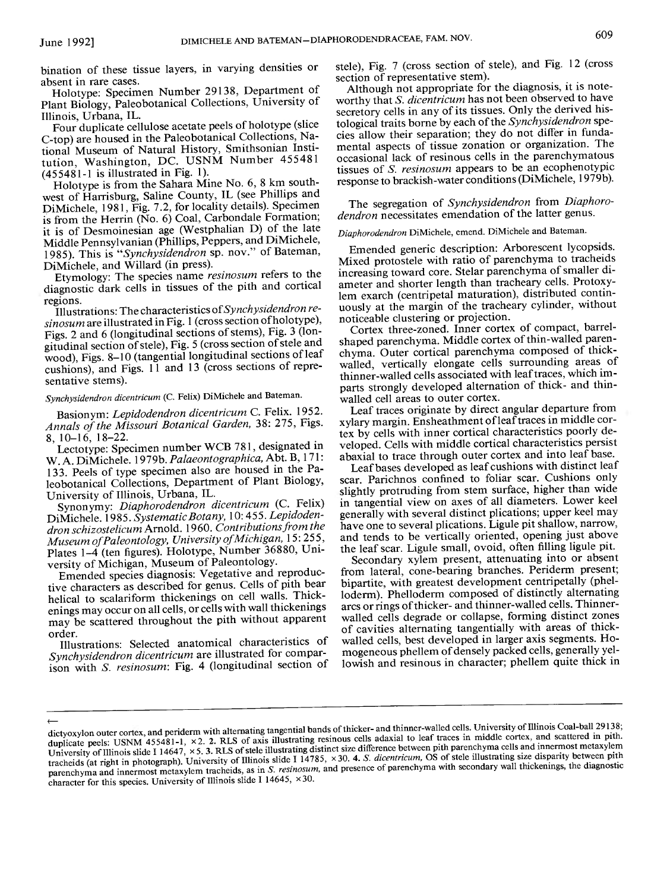bination of these tissue layers, in varying densities or absent in rare cases.

Holotype: Specimen Number 29138, Department of Plant Biology, Paleobotanical Collections, University of Illinois, Urbana, IL.

Four duplicate cellulose acetate peels of holotype (slice C-top) are housed in the Paleobotanical Collections, National Museum of Natural History, Smithsonian Institution, Washington, DC. USNM Number 455481 (455481-1 is illustrated in Fig. 1).

Holotype is from the Sahara Mine No. 6, 8 km southwest of Harrisburg, Saline County, IL (see Phillips and DiMichele, 1981, Fig. 7.2, for locality details). Specimen is from the Herrin (No. 6) Coal, Carbondale Formation; it is of Desmoinesian age (Westphalian D) of the late Middle Pennsylvanian (Phillips, Peppers, and DiMichele, 1985). This is "*Synchysidendron* sp. nov." of Bateman, DiMichele, and Willard (in press).

Etymology: The species name *resinosum* refers to the diagnostic dark cells in tissues of the pith and cortical regions.

Illustrations: The characteristics of *Synchysidendron resinosum* are illustrated in Fig. 1 (cross section of holotype), Figs. 2 and 6 (longitudinal sections of stems), Fig. 3 (longitudinal section of stele), Fig. 5 (cross section of stele and wood), Figs. 8–10 (tangential longitudinal sections of leaf cushions), and Figs. 11 and 13 (cross sections of representative stems).

*Synchysidendron dicentricum* (C. Felix) DiMichele and Bateman.

Basionym: *Lepidodendron dicentricum* C. Felix. 1952. *Annals of the Missouri Botanical Garden,* 38: 275, Figs. 8, 10–16, 18–22.

Lectotype: Specimen number WCB 781, designated in W. A. DiMichele. 1979b. *Palaeontographica,* Abt. B, 171: 133. Peels of type specimen also are housed in the Paleobotanical Collections, Department of Plant Biology, University of Illinois, Urbana, IL.

Synonymy: *Diaphorodendron dicentricum* (C. Felix) DiMichele. 1985. *Systematic Botany,* 10: 455. *Lepidodendron schizostelicum* Arnold. 1960. *Contributions from the Museum of Paleontology, University of Michigan,* 15: 255, Plates 1–4 (ten figures). Holotype, Number 36880, University of Michigan, Museum of Paleontology.

Emended species diagnosis: Vegetative and reproductive characters as described for genus. Cells of pith bear helical to scalariform thickenings on cell walls. Thickenings may occur on all cells, or cells with wall thickenings may be scattered throughout the pith without apparent order.

Illustrations: Selected anatomical characteristics of *Synchysidendron dicentricum* are illustrated for comparison with *S. resinosum*: Fig. 4 (longitudinal section of stele), Fig. 7 (cross section of stele), and Fig. 12 (cross section of representative stem).

Although not appropriate for the diagnosis, it is noteworthy that *S. dicentricum* has not been observed to have secretory cells in any of its tissues. Only the derived histological traits borne by each of the *Synchysidendron* species allow their separation; they do not differ in fundamental aspects of tissue zonation or organization. The occasional lack of resinous cells in the parenchymatous tissues of *S. resinosum* appears to be an ecophenotypic response to brackish-water conditions (DiMichele, 1979b).

The segregation of *Synchysidendron* from *Diaphorodendron* necessitates emendation of the latter genus.

*Diaphorodendron* DiMichele, emend. DiMichele and Bateman.

Emended generic description: Arborescent lycopsids. Mixed protostele with ratio of parenchyma to tracheids increasing toward core. Stelar parenchyma of smaller diameter and shorter length than tracheary cells. Protoxylem exarch (centripetal maturation), distributed continuously at the margin of the tracheary cylinder, without noticeable clustering or projection.

Cortex three-zoned. Inner cortex of compact, barrel-shaped parenchyma. Middle cortex of thin-walled parenchyma. Outer cortical parenchyma composed of thick-walled, vertically elongate cells surrounding areas of thinner-walled cells associated with leaf traces, which imparts strongly developed alternation of thick- and thin-walled cell areas to outer cortex.

Leaf traces originate by direct angular departure from xylary margin. Ensheathment of leaf traces in middle cortex by cells with inner cortical characteristics poorly developed. Cells with middle cortical characteristics persist abaxial to trace through outer cortex and into leaf base.

Leaf bases developed as leaf cushions with distinct leaf scar. Parichnos confined to foliar scar. Cushions only slightly protruding from stem surface, higher than wide in tangential view on axes of all diameters. Lower keel generally with several distinct plications; upper keel may have one to several plications. Ligule pit shallow, narrow, and tends to be vertically oriented, opening just above the leaf scar. Ligule small, ovoid, often filling ligule pit.

Secondary xylem present, attenuating into or absent from lateral, cone-bearing branches. Periderm present; bipartite, with greatest development centripetally (phelloderm). Phelloderm composed of distinctly alternating arcs or rings of thicker- and thinner-walled cells. Thinner-walled cells degrade or collapse, forming distinct zones of cavities alternating tangentially with areas of thick-walled cells, best developed in larger axis segments. Homogeneous phellem of densely packed cells, generally yellowish and resinous in character; phellem quite thick in

←

dictyoxylon outer cortex, and periderm with alternating tangential bands of thicker- and thinner-walled cells. University of Illinois Coal-ball 29138; duplicate peels: USNM 455481-1, ×2. 2. RLS of axis illustrating resinous cells adaxial to leaf traces in middle cortex, and scattered in pith. University of Illinois slide I 14647, ×5. 3. RLS of stele illustrating distinct size difference between pith parenchyma cells and innermost metaxylem tracheids (at right in photograph). University of Illinois slide I 14785, ×30. 4. *S. dicentricum,* OS of stele illustrating size disparity between pith parenchyma and innermost metaxylem tracheids, as in *S. resinosum,* and presence of parenchyma with secondary wall thickenings, the diagnostic character for this species. University of Illinois slide I 14645, ×30.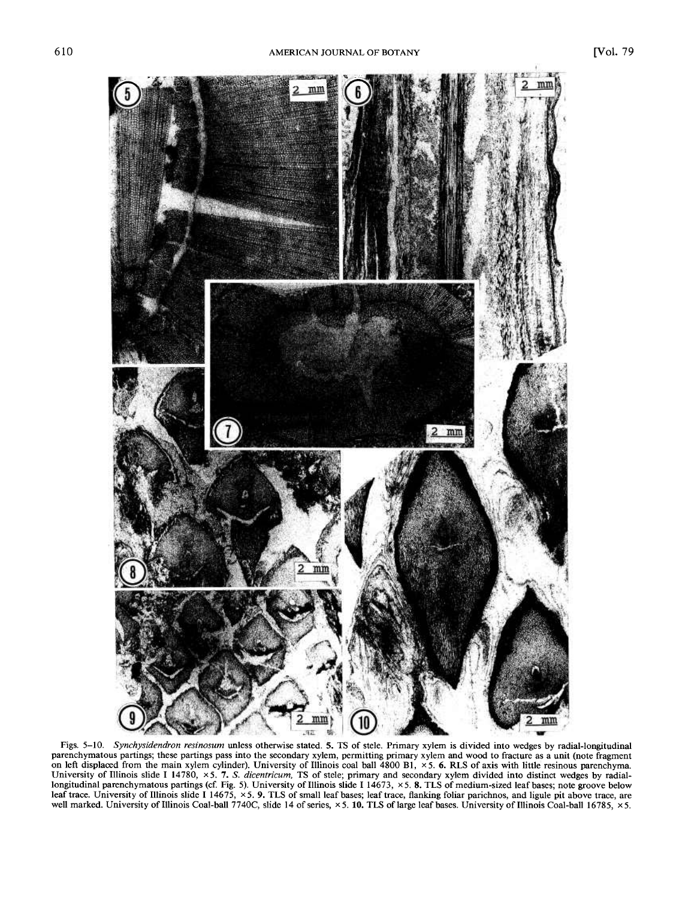Figs. 5–10. *Synchysidendron resinosum* unless otherwise stated. **5.** TS of stele. Primary xylem is divided into wedges by radial-longitudinal parenchymatous partings; these partings pass into the secondary xylem, permitting primary xylem and wood to fracture as a unit (note fragment on left displaced from the main xylem cylinder). University of Illinois coal ball 4800 B1, ×5. **6.** RLS of axis with little resinous parenchyma. University of Illinois slide I 14780, ×5. **7.** *S. dicentricum*, TS of stele; primary and secondary xylem divided into distinct wedges by radial-longitudinal parenchymatous partings (cf. Fig. 5). University of Illinois slide I 14673, ×5. **8.** TLS of medium-sized leaf bases; note groove below leaf trace. University of Illinois slide I 14675, ×5. **9.** TLS of small leaf bases; leaf trace, flanking foliar parichnos, and ligule pit above trace, are well marked. University of Illinois Coal-ball 7740C, slide 14 of series, ×5. **10.** TLS of large leaf bases. University of Illinois Coal-ball 16785, ×5.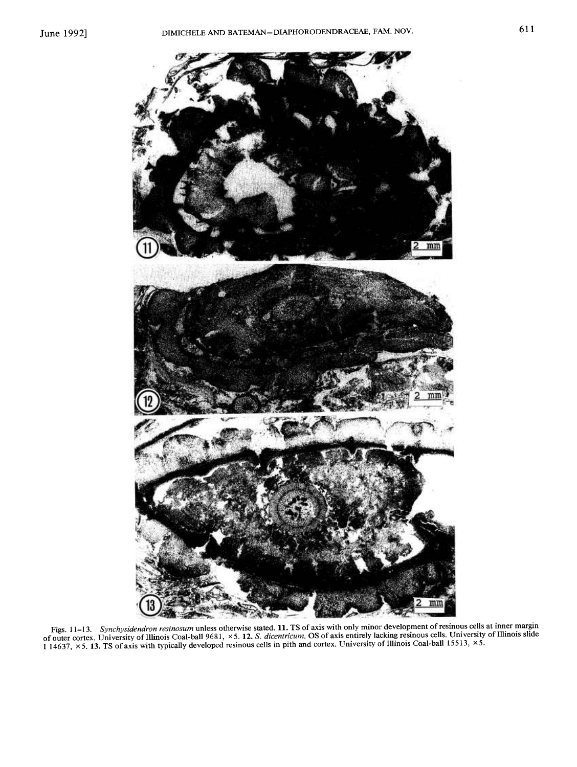Figs. 11–13. *Synchysidendron resinosum* unless otherwise stated. **11.** TS of axis with only minor development of resinous cells at inner margin of outer cortex. University of Illinois Coal-ball 9681, ×5. **12.** *S. dicentricum*, OS of axis entirely lacking resinous cells. University of Illinois slide I 14637, ×5. **13.** TS of axis with typically developed resinous cells in pith and cortex. University of Illinois Coal-ball 15513, ×5.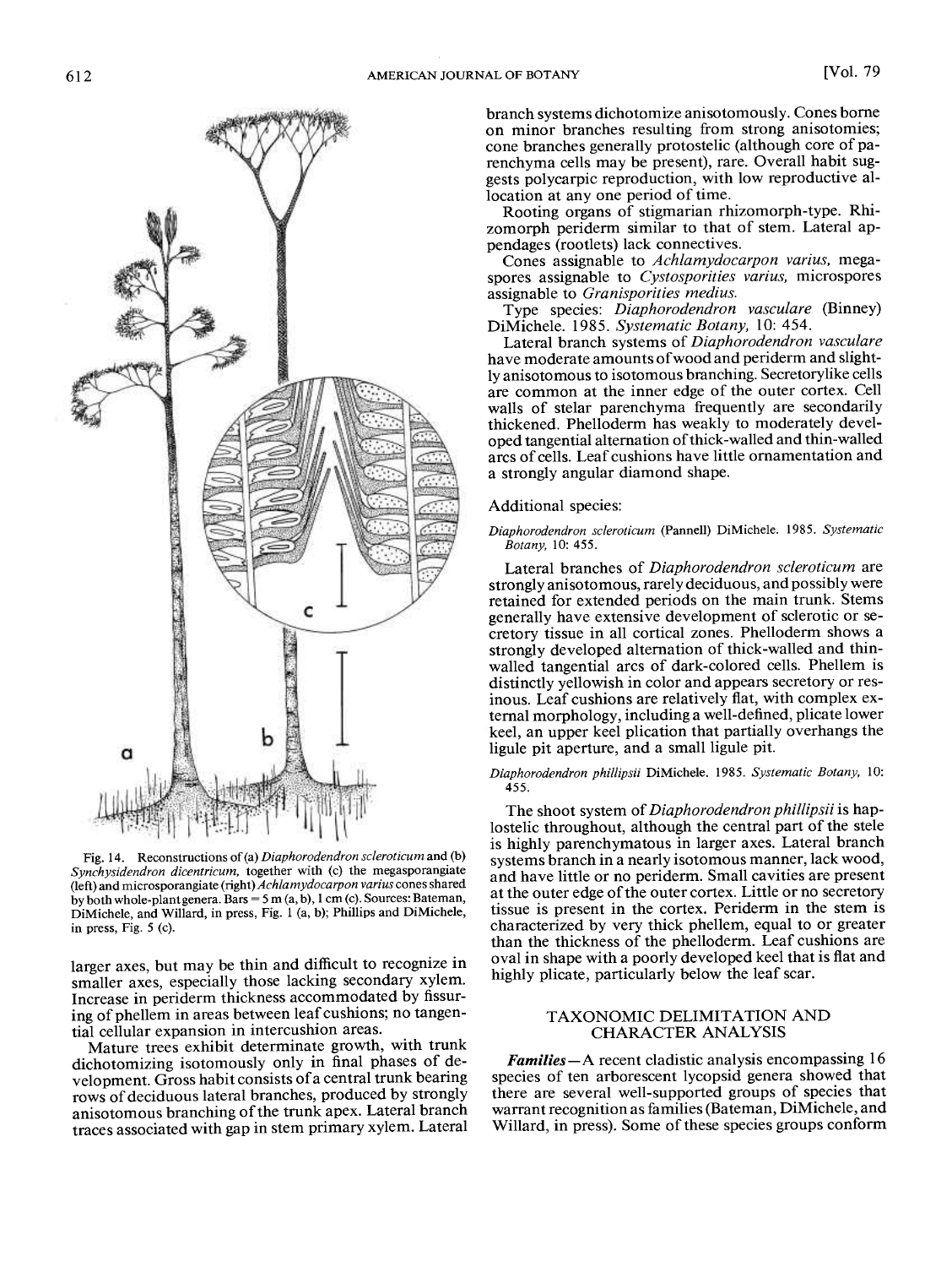Fig. 14. Reconstructions of (a) *Diaphorodendron scleroticum* and (b) *Synchysidendron dicentricum*, together with (c) the megasporangiate (left) and microsporangiate (right) *Achlamydocarpon varius* cones shared by both whole-plant genera. Bars = 5 m (a, b), 1 cm (c). Sources: Bateman, DiMichele, and Willard, in press, Fig. 1 (a, b); Phillips and DiMichele, in press, Fig. 5 (c).

larger axes, but may be thin and difficult to recognize in smaller axes, especially those lacking secondary xylem. Increase in periderm thickness accommodated by fissuring of phellem in areas between leaf cushions; no tangential cellular expansion in intercushion areas.

Mature trees exhibit determinate growth, with trunk dichotomizing isotomously only in final phases of development. Gross habit consists of a central trunk bearing rows of deciduous lateral branches, produced by strongly anisotomous branching of the trunk apex. Lateral branch traces associated with gap in stem primary xylem. Lateral branch systems dichotomize anisotomously. Cones borne on minor branches resulting from strong anisotomies; cone branches generally protostelic (although core of parenchyma cells may be present), rare. Overall habit suggests polycarpic reproduction, with low reproductive allocation at any one period of time.

Rooting organs of stigmarian rhizomorph-type. Rhizomorph periderm similar to that of stem. Lateral appendages (rootlets) lack connectives.

Cones assignable to *Achlamydocarpon varius*, megaspores assignable to *Cystosporities varius*, microspores assignable to *Granisporities medius*.

Type species: *Diaphorodendron vasculare* (Binney) DiMichele. 1985. *Systematic Botany*, 10: 454.

Lateral branch systems of *Diaphorodendron vasculare* have moderate amounts of wood and periderm and slightly anisotomous to isotomous branching. Secretorylike cells are common at the inner edge of the outer cortex. Cell walls of stelar parenchyma frequently are secondarily thickened. Phelloderm has weakly to moderately developed tangential alternation of thick-walled and thin-walled arcs of cells. Leaf cushions have little ornamentation and a strongly angular diamond shape.

Additional species:

*Diaphorodendron scleroticum* (Pannell) DiMichele. 1985. *Systematic Botany*, 10: 455.

Lateral branches of *Diaphorodendron scleroticum* are strongly anisotomous, rarely deciduous, and possibly were retained for extended periods on the main trunk. Stems generally have extensive development of sclerotic or secretory tissue in all cortical zones. Phelloderm shows a strongly developed alternation of thick-walled and thin-walled tangential arcs of dark-colored cells. Phellem is distinctly yellowish in color and appears secretory or resinous. Leaf cushions are relatively flat, with complex external morphology, including a well-defined, plicate lower keel, an upper keel plication that partially overhangs the ligule pit aperture, and a small ligule pit.

*Diaphorodendron phillipsii* DiMichele. 1985. *Systematic Botany*, 10: 455.

The shoot system of *Diaphorodendron phillipsii* is haplostelic throughout, although the central part of the stele is highly parenchymatous in larger axes. Lateral branch systems branch in a nearly isotomous manner, lack wood, and have little or no periderm. Small cavities are present at the outer edge of the outer cortex. Little or no secretory tissue is present in the cortex. Periderm in the stem is characterized by very thick phellem, equal to or greater than the thickness of the phelloderm. Leaf cushions are oval in shape with a poorly developed keel that is flat and highly plicate, particularly below the leaf scar.

## TAXONOMIC DELIMITATION AND CHARACTER ANALYSIS

***Families***—A recent cladistic analysis encompassing 16 species of ten arborescent lycopsid genera showed that there are several well-supported groups of species that warrant recognition as families (Bateman, DiMichele, and Willard, in press). Some of these species groups conform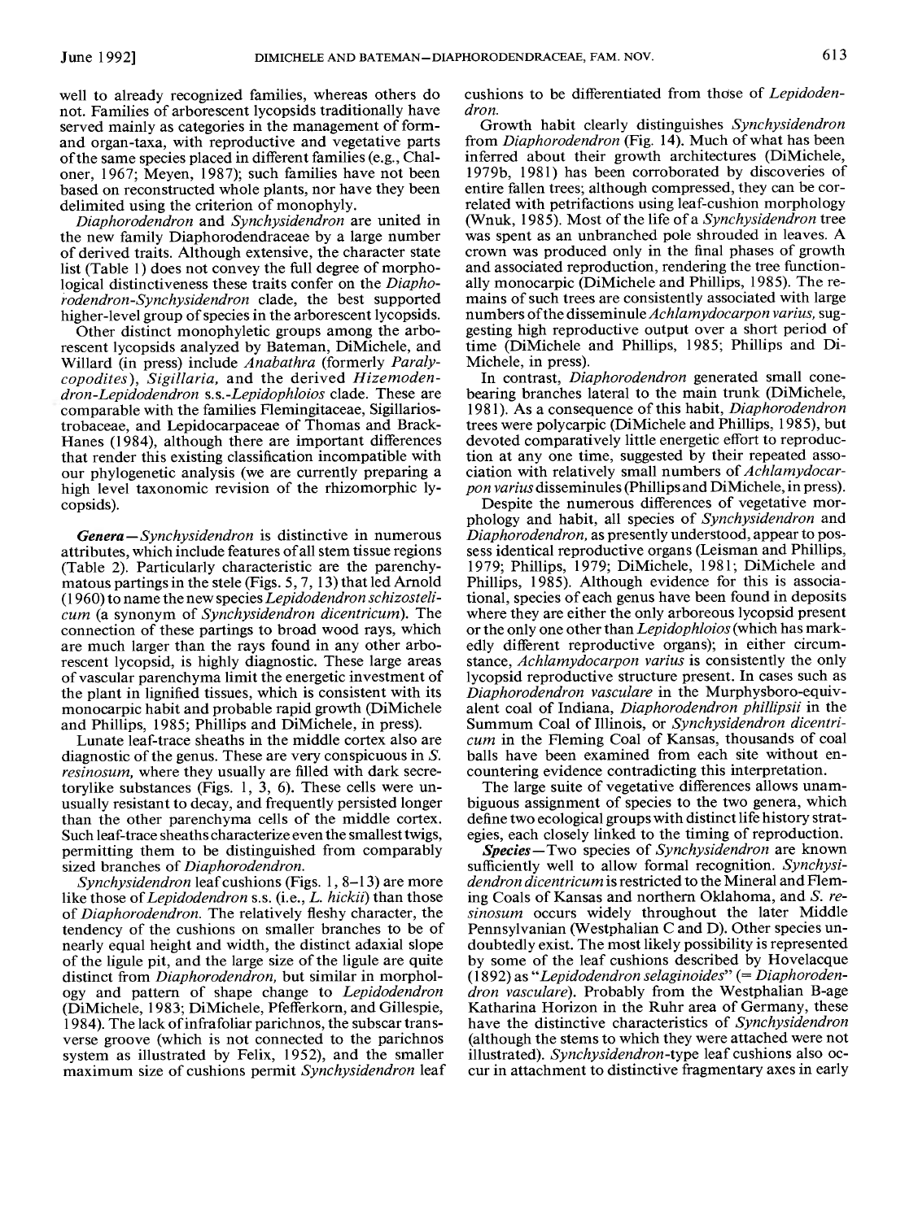well to already recognized families, whereas others do not. Families of arborescent lycopsids traditionally have served mainly as categories in the management of form- and organ-taxa, with reproductive and vegetative parts of the same species placed in different families (e.g., Chaloner, 1967; Meyen, 1987); such families have not been based on reconstructed whole plants, nor have they been delimited using the criterion of monophyly.

*Diaphorodendron* and *Synchysidendron* are united in the new family Diaphorodendraceae by a large number of derived traits. Although extensive, the character state list (Table 1) does not convey the full degree of morphological distinctiveness these traits confer on the *Diaphorodendron-Synchysidendron* clade, the best supported higher-level group of species in the arborescent lycopsids.

Other distinct monophyletic groups among the arborescent lycopsids analyzed by Bateman, DiMichele, and Willard (in press) include *Anabathra* (formerly *Paralycopodites*), *Sigillaria*, and the derived *Hizemodendron-Lepidodendron* s.s.-*Lepidophloios* clade. These are comparable with the families Flemingitaceae, Sigillariostrobaceae, and Lepidocarpaceae of Thomas and Brack-Hanes (1984), although there are important differences that render this existing classification incompatible with our phylogenetic analysis (we are currently preparing a high level taxonomic revision of the rhizomorphic lycopsids).

***Genera***—*Synchysidendron* is distinctive in numerous attributes, which include features of all stem tissue regions (Table 2). Particularly characteristic are the parenchymatous partings in the stele (Figs. 5, 7, 13) that led Arnold (1960) to name the new species *Lepidodendron schizostelicum* (a synonym of *Synchysidendron dicentricum*). The connection of these partings to broad wood rays, which are much larger than the rays found in any other arborescent lycopsid, is highly diagnostic. These large areas of vascular parenchyma limit the energetic investment of the plant in lignified tissues, which is consistent with its monocarpic habit and probable rapid growth (DiMichele and Phillips, 1985; Phillips and DiMichele, in press).

Lunate leaf-trace sheaths in the middle cortex also are diagnostic of the genus. These are very conspicuous in *S. resinosum*, where they usually are filled with dark secretorylike substances (Figs. 1, 3, 6). These cells were unusually resistant to decay, and frequently persisted longer than the other parenchyma cells of the middle cortex. Such leaf-trace sheaths characterize even the smallest twigs, permitting them to be distinguished from comparably sized branches of *Diaphorodendron*.

*Synchysidendron* leaf cushions (Figs. 1, 8–13) are more like those of *Lepidodendron* s.s. (i.e., *L. hickii*) than those of *Diaphorodendron*. The relatively fleshy character, the tendency of the cushions on smaller branches to be of nearly equal height and width, the distinct adaxial slope of the ligule pit, and the large size of the ligule are quite distinct from *Diaphorodendron*, but similar in morphology and pattern of shape change to *Lepidodendron* (DiMichele, 1983; DiMichele, Pfefferkorn, and Gillespie, 1984). The lack of infrafoliar parichnos, the subscar transverse groove (which is not connected to the parichnos system as illustrated by Felix, 1952), and the smaller maximum size of cushions permit *Synchysidendron* leaf cushions to be differentiated from those of *Lepidodendron*.

Growth habit clearly distinguishes *Synchysidendron* from *Diaphorodendron* (Fig. 14). Much of what has been inferred about their growth architectures (DiMichele, 1979b, 1981) has been corroborated by discoveries of entire fallen trees; although compressed, they can be correlated with petrifactions using leaf-cushion morphology (Wnuk, 1985). Most of the life of a *Synchysidendron* tree was spent as an unbranched pole shrouded in leaves. A crown was produced only in the final phases of growth and associated reproduction, rendering the tree functionally monocarpic (DiMichele and Phillips, 1985). The remains of such trees are consistently associated with large numbers of the disseminule *Achlamydocarpon varius*, suggesting high reproductive output over a short period of time (DiMichele and Phillips, 1985; Phillips and DiMichele, in press).

In contrast, *Diaphorodendron* generated small cone-bearing branches lateral to the main trunk (DiMichele, 1981). As a consequence of this habit, *Diaphorodendron* trees were polycarpic (DiMichele and Phillips, 1985), but devoted comparatively little energetic effort to reproduction at any one time, suggested by their repeated association with relatively small numbers of *Achlamydocarpon varius* disseminules (Phillips and DiMichele, in press).

Despite the numerous differences of vegetative morphology and habit, all species of *Synchysidendron* and *Diaphorodendron*, as presently understood, appear to possess identical reproductive organs (Leisman and Phillips, 1979; Phillips, 1979; DiMichele, 1981; DiMichele and Phillips, 1985). Although evidence for this is associational, species of each genus have been found in deposits where they are either the only arboreous lycopsid present or the only one other than *Lepidophloios* (which has markedly different reproductive organs); in either circumstance, *Achlamydocarpon varius* is consistently the only lycopsid reproductive structure present. In cases such as *Diaphorodendron vasculare* in the Murphysboro-equivalent coal of Indiana, *Diaphorodendron phillipsii* in the Summum Coal of Illinois, or *Synchysidendron dicentricum* in the Fleming Coal of Kansas, thousands of coal balls have been examined from each site without encountering evidence contradicting this interpretation.

The large suite of vegetative differences allows unambiguous assignment of species to the two genera, which define two ecological groups with distinct life history strategies, each closely linked to the timing of reproduction.

***Species***—Two species of *Synchysidendron* are known sufficiently well to allow formal recognition. *Synchysidendron dicentricum* is restricted to the Mineral and Fleming Coals of Kansas and northern Oklahoma, and *S. resinosum* occurs widely throughout the later Middle Pennsylvanian (Westphalian C and D). Other species undoubtedly exist. The most likely possibility is represented by some of the leaf cushions described by Hovelacque (1892) as "*Lepidodendron selaginoides*" (= *Diaphorodendron vasculare*). Probably from the Westphalian B-age Katharina Horizon in the Ruhr area of Germany, these have the distinctive characteristics of *Synchysidendron* (although the stems to which they were attached were not illustrated). *Synchysidendron*-type leaf cushions also occur in attachment to distinctive fragmentary axes in early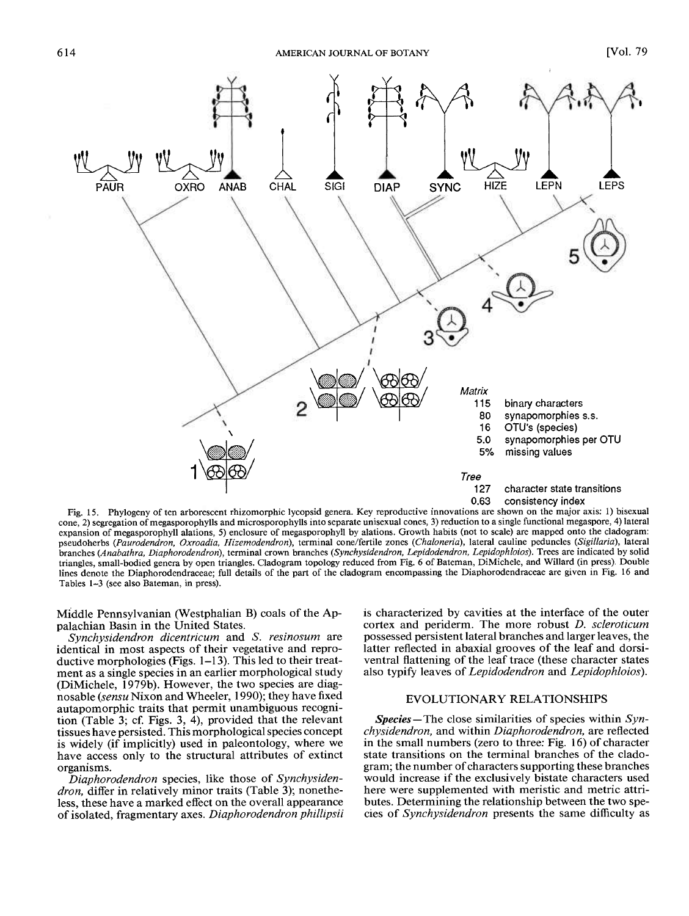PAUR OXRO ANAB CHAL SIGI DIAP SYNC HIZE LEPN LEPS

*Matrix*
115 binary characters
80 synapomorphies s.s.
16 OTU's (species)
5.0 synapomorphies per OTU
5% missing values

*Tree*
127 character state transitions
0.63 consistency index

Fig. 15. Phylogeny of ten arborescent rhizomorphic lycopsid genera. Key reproductive innovations are shown on the major axis: 1) bisexual cone, 2) segregation of megasporophylls and microsporophylls into separate unisexual cones, 3) reduction to a single functional megaspore, 4) lateral expansion of megasporophyll alations, 5) enclosure of megasporophyll by alations. Growth habits (not to scale) are mapped onto the cladogram: pseudoherbs (*Paurodendron, Oxroadia, Hizemodendron*), terminal cone/fertile zones (*Chaloneria*), lateral cauline peduncles (*Sigillaria*), lateral branches (*Anabathra, Diaphorodendron*), terminal crown branches (*Synchysidendron, Lepidodendron, Lepidophloios*). Trees are indicated by solid triangles, small-bodied genera by open triangles. Cladogram topology reduced from Fig. 6 of Bateman, DiMichele, and Willard (in press). Double lines denote the Diaphorodendraceae; full details of the part of the cladogram encompassing the Diaphorodendraceae are given in Fig. 16 and Tables 1–3 (see also Bateman, in press).

Middle Pennsylvanian (Westphalian B) coals of the Appalachian Basin in the United States.

*Synchysidendron dicentricum* and *S. resinosum* are identical in most aspects of their vegetative and reproductive morphologies (Figs. 1–13). This led to their treatment as a single species in an earlier morphological study (DiMichele, 1979b). However, the two species are diagnosable (*sensu* Nixon and Wheeler, 1990); they have fixed autapomorphic traits that permit unambiguous recognition (Table 3; cf. Figs. 3, 4), provided that the relevant tissues have persisted. This morphological species concept is widely (if implicitly) used in paleontology, where we have access only to the structural attributes of extinct organisms.

*Diaphorodendron* species, like those of *Synchysidendron*, differ in relatively minor traits (Table 3); nonetheless, these have a marked effect on the overall appearance of isolated, fragmentary axes. *Diaphorodendron phillipsii* is characterized by cavities at the interface of the outer cortex and periderm. The more robust *D. scleroticum* possessed persistent lateral branches and larger leaves, the latter reflected in abaxial grooves of the leaf and dorsiventral flattening of the leaf trace (these character states also typify leaves of *Lepidodendron* and *Lepidophloios*).

## EVOLUTIONARY RELATIONSHIPS

***Species***—The close similarities of species within *Synchysidendron*, and within *Diaphorodendron*, are reflected in the small numbers (zero to three: Fig. 16) of character state transitions on the terminal branches of the cladogram; the number of characters supporting these branches would increase if the exclusively bistate characters used here were supplemented with meristic and metric attributes. Determining the relationship between the two species of *Synchysidendron* presents the same difficulty as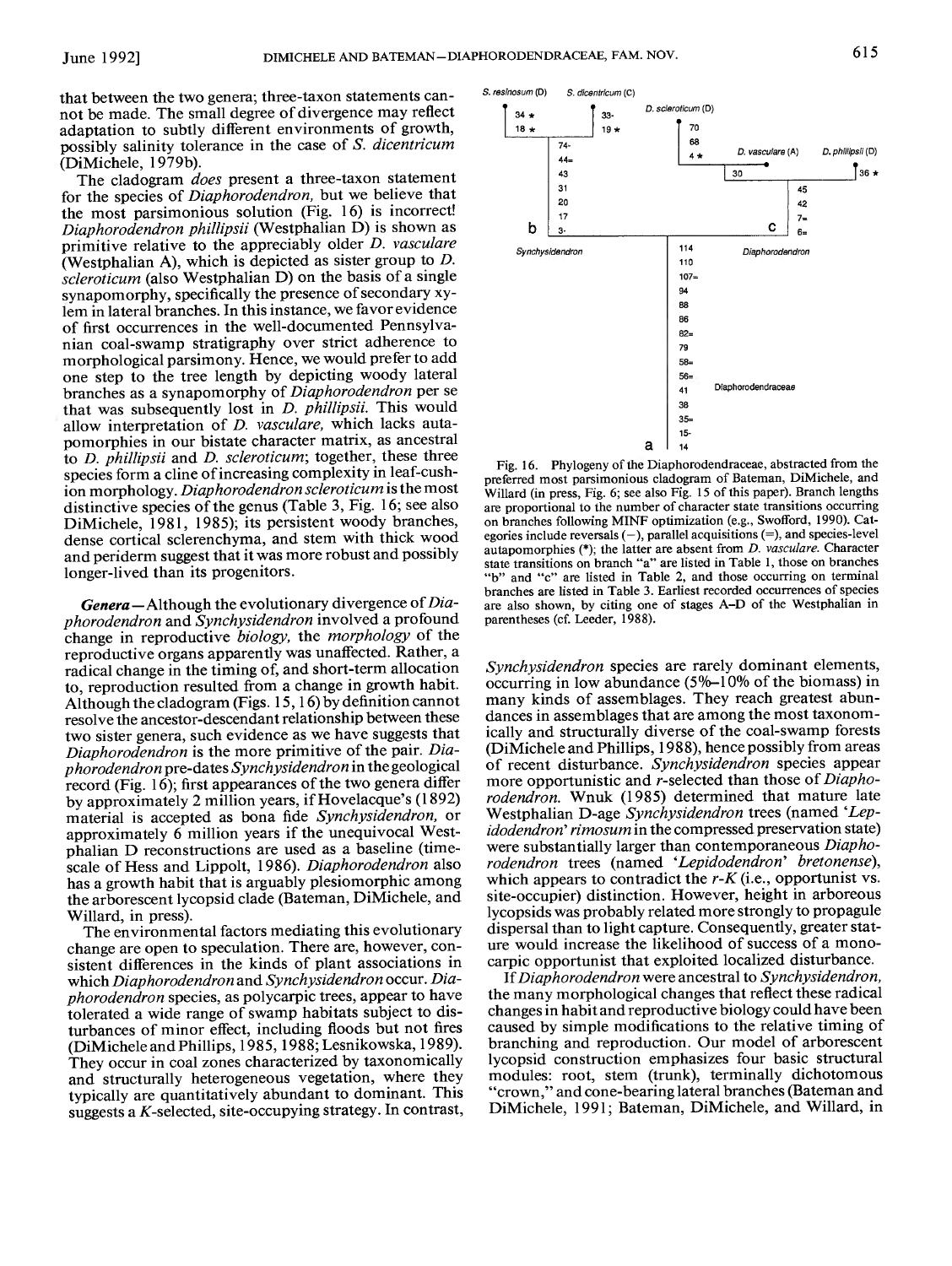that between the two genera; three-taxon statements cannot be made. The small degree of divergence may reflect adaptation to subtly different environments of growth, possibly salinity tolerance in the case of *S. dicentricum* (DiMichele, 1979b).

The cladogram *does* present a three-taxon statement for the species of *Diaphorodendron*, but we believe that the most parsimonious solution (Fig. 16) is incorrect! *Diaphorodendron phillipsii* (Westphalian D) is shown as primitive relative to the appreciably older *D. vasculare* (Westphalian A), which is depicted as sister group to *D. scleroticum* (also Westphalian D) on the basis of a single synapomorphy, specifically the presence of secondary xylem in lateral branches. In this instance, we favor evidence of first occurrences in the well-documented Pennsylvanian coal-swamp stratigraphy over strict adherence to morphological parsimony. Hence, we would prefer to add one step to the tree length by depicting woody lateral branches as a synapomorphy of *Diaphorodendron* per se that was subsequently lost in *D. phillipsii*. This would allow interpretation of *D. vasculare*, which lacks autapomorphies in our bistate character matrix, as ancestral to *D. phillipsii* and *D. scleroticum*; together, these three species form a cline of increasing complexity in leaf-cushion morphology. *Diaphorodendron scleroticum* is the most distinctive species of the genus (Table 3, Fig. 16; see also DiMichele, 1981, 1985); its persistent woody branches, dense cortical sclerenchyma, and stem with thick wood and periderm suggest that it was more robust and possibly longer-lived than its progenitors.

***Genera***—Although the evolutionary divergence of *Diaphorodendron* and *Synchysidendron* involved a profound change in reproductive *biology*, the *morphology* of the reproductive organs apparently was unaffected. Rather, a radical change in the timing of, and short-term allocation to, reproduction resulted from a change in growth habit. Although the cladogram (Figs. 15, 16) by definition cannot resolve the ancestor-descendant relationship between these two sister genera, such evidence as we have suggests that *Diaphorodendron* is the more primitive of the pair. *Diaphorodendron* pre-dates *Synchysidendron* in the geological record (Fig. 16); first appearances of the two genera differ by approximately 2 million years, if Hovelacque's (1892) material is accepted as bona fide *Synchysidendron*, or approximately 6 million years if the unequivocal Westphalian D reconstructions are used as a baseline (timescale of Hess and Lippolt, 1986). *Diaphorodendron* also has a growth habit that is arguably plesiomorphic among the arborescent lycopsid clade (Bateman, DiMichele, and Willard, in press).

The environmental factors mediating this evolutionary change are open to speculation. There are, however, consistent differences in the kinds of plant associations in which *Diaphorodendron* and *Synchysidendron* occur. *Diaphorodendron* species, as polycarpic trees, appear to have tolerated a wide range of swamp habitats subject to disturbances of minor effect, including floods but not fires (DiMichele and Phillips, 1985, 1988; Lesnikowska, 1989). They occur in coal zones characterized by taxonomically and structurally heterogeneous vegetation, where they typically are quantitatively abundant to dominant. This suggests a *K*-selected, site-occupying strategy. In contrast,

Fig. 16. Phylogeny of the Diaphorodendraceae, abstracted from the preferred most parsimonious cladogram of Bateman, DiMichele, and Willard (in press, Fig. 6; see also Fig. 15 of this paper). Branch lengths are proportional to the number of character state transitions occurring on branches following MINF optimization (e.g., Swofford, 1990). Categories include reversals (−), parallel acquisitions (=), and species-level autapomorphies (*); the latter are absent from *D. vasculare*. Character state transitions on branch "a" are listed in Table 1, those on branches "b" and "c" are listed in Table 2, and those occurring on terminal branches are listed in Table 3. Earliest recorded occurrences of species are also shown, by citing one of stages A–D of the Westphalian in parentheses (cf. Leeder, 1988).

*Synchysidendron* species are rarely dominant elements, occurring in low abundance (5%–10% of the biomass) in many kinds of assemblages. They reach greatest abundances in assemblages that are among the most taxonomically and structurally diverse of the coal-swamp forests (DiMichele and Phillips, 1988), hence possibly from areas of recent disturbance. *Synchysidendron* species appear more opportunistic and *r*-selected than those of *Diaphorodendron*. Wnuk (1985) determined that mature late Westphalian D-age *Synchysidendron* trees (named '*Lepidodendron*' *rimosum* in the compressed preservation state) were substantially larger than contemporaneous *Diaphorodendron* trees (named '*Lepidodendron*' *bretonense*), which appears to contradict the *r-K* (i.e., opportunist vs. site-occupier) distinction. However, height in arboreous lycopsids was probably related more strongly to propagule dispersal than to light capture. Consequently, greater stature would increase the likelihood of success of a monocarpic opportunist that exploited localized disturbance.

If *Diaphorodendron* were ancestral to *Synchysidendron*, the many morphological changes that reflect these radical changes in habit and reproductive biology could have been caused by simple modifications to the relative timing of branching and reproduction. Our model of arborescent lycopsid construction emphasizes four basic structural modules: root, stem (trunk), terminally dichotomous "crown," and cone-bearing lateral branches (Bateman and DiMichele, 1991; Bateman, DiMichele, and Willard, in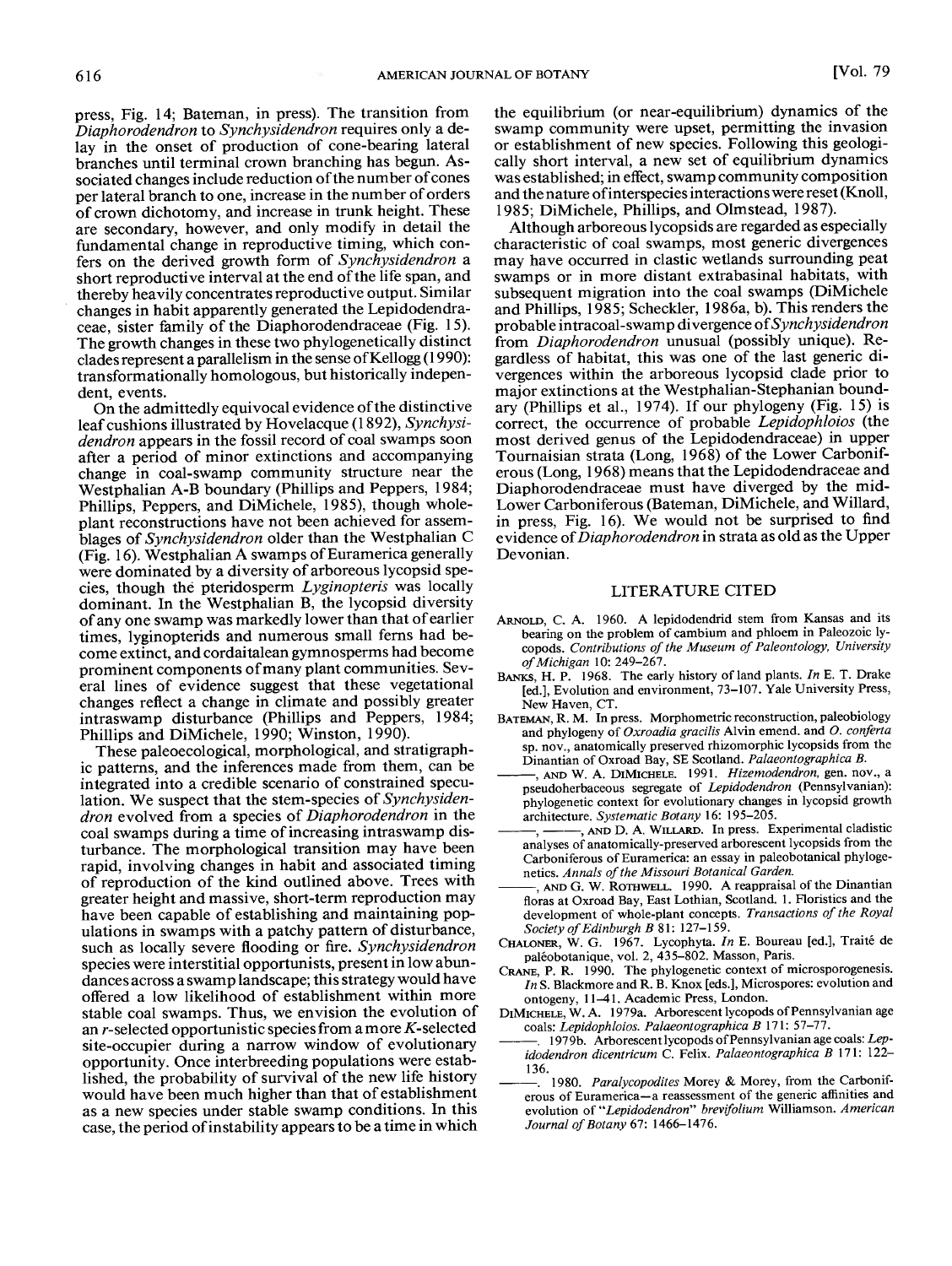press, Fig. 14; Bateman, in press). The transition from *Diaphorodendron* to *Synchysidendron* requires only a delay in the onset of production of cone-bearing lateral branches until terminal crown branching has begun. Associated changes include reduction of the number of cones per lateral branch to one, increase in the number of orders of crown dichotomy, and increase in trunk height. These are secondary, however, and only modify in detail the fundamental change in reproductive timing, which confers on the derived growth form of *Synchysidendron* a short reproductive interval at the end of the life span, and thereby heavily concentrates reproductive output. Similar changes in habit apparently generated the Lepidodendraceae, sister family of the Diaphorodendraceae (Fig. 15). The growth changes in these two phylogenetically distinct clades represent a parallelism in the sense of Kellogg (1990): transformationally homologous, but historically independent, events.

On the admittedly equivocal evidence of the distinctive leaf cushions illustrated by Hovelacque (1892), *Synchysidendron* appears in the fossil record of coal swamps soon after a period of minor extinctions and accompanying change in coal-swamp community structure near the Westphalian A-B boundary (Phillips and Peppers, 1984; Phillips, Peppers, and DiMichele, 1985), though whole-plant reconstructions have not been achieved for assemblages of *Synchysidendron* older than the Westphalian C (Fig. 16). Westphalian A swamps of Euramerica generally were dominated by a diversity of arboreous lycopsid species, though the pteridosperm *Lyginopteris* was locally dominant. In the Westphalian B, the lycopsid diversity of any one swamp was markedly lower than that of earlier times, lyginopterids and numerous small ferns had become extinct, and cordaitalean gymnosperms had become prominent components of many plant communities. Several lines of evidence suggest that these vegetational changes reflect a change in climate and possibly greater intraswamp disturbance (Phillips and Peppers, 1984; Phillips and DiMichele, 1990; Winston, 1990).

These paleoecological, morphological, and stratigraphic patterns, and the inferences made from them, can be integrated into a credible scenario of constrained speculation. We suspect that the stem-species of *Synchysidendron* evolved from a species of *Diaphorodendron* in the coal swamps during a time of increasing intraswamp disturbance. The morphological transition may have been rapid, involving changes in habit and associated timing of reproduction of the kind outlined above. Trees with greater height and massive, short-term reproduction may have been capable of establishing and maintaining populations in swamps with a patchy pattern of disturbance, such as locally severe flooding or fire. *Synchysidendron* species were interstitial opportunists, present in low abundances across a swamp landscape; this strategy would have offered a low likelihood of establishment within more stable coal swamps. Thus, we envision the evolution of an *r*-selected opportunistic species from a more *K*-selected site-occupier during a narrow window of evolutionary opportunity. Once interbreeding populations were established, the probability of survival of the new life history would have been much higher than that of establishment as a new species under stable swamp conditions. In this case, the period of instability appears to be a time in which the equilibrium (or near-equilibrium) dynamics of the swamp community were upset, permitting the invasion or establishment of new species. Following this geologically short interval, a new set of equilibrium dynamics was established; in effect, swamp community composition and the nature of interspecies interactions were reset (Knoll, 1985; DiMichele, Phillips, and Olmstead, 1987).

Although arboreous lycopsids are regarded as especially characteristic of coal swamps, most generic divergences may have occurred in clastic wetlands surrounding peat swamps or in more distant extrabasinal habitats, with subsequent migration into the coal swamps (DiMichele and Phillips, 1985; Scheckler, 1986a, b). This renders the probable intracoal-swamp divergence of *Synchysidendron* from *Diaphorodendron* unusual (possibly unique). Regardless of habitat, this was one of the last generic divergences within the arboreous lycopsid clade prior to major extinctions at the Westphalian-Stephanian boundary (Phillips et al., 1974). If our phylogeny (Fig. 15) is correct, the occurrence of probable *Lepidophloios* (the most derived genus of the Lepidodendraceae) in upper Tournaisian strata (Long, 1968) of the Lower Carboniferous (Long, 1968) means that the Lepidodendraceae and Diaphorodendraceae must have diverged by the mid-Lower Carboniferous (Bateman, DiMichele, and Willard, in press, Fig. 16). We would not be surprised to find evidence of *Diaphorodendron* in strata as old as the Upper Devonian.

## LITERATURE CITED

Arnold, C. A. 1960. A lepidodendrid stem from Kansas and its bearing on the problem of cambium and phloem in Paleozoic lycopods. *Contributions of the Museum of Paleontology, University of Michigan* 10: 249–267.

Banks, H. P. 1968. The early history of land plants. *In* E. T. Drake [ed.], Evolution and environment, 73–107. Yale University Press, New Haven, CT.

Bateman, R. M. In press. Morphometric reconstruction, paleobiology and phylogeny of *Oxroadia gracilis* Alvin emend. and *O. conferta* sp. nov., anatomically preserved rhizomorphic lycopsids from the Dinantian of Oxroad Bay, SE Scotland. *Palaeontographica B.*

———, and W. A. DiMichele. 1991. *Hizemodendron*, gen. nov., a pseudoherbaceous segregate of *Lepidodendron* (Pennsylvanian): phylogenetic context for evolutionary changes in lycopsid growth architecture. *Systematic Botany* 16: 195–205.

———, ———, and D. A. Willard. In press. Experimental cladistic analyses of anatomically-preserved arborescent lycopsids from the Carboniferous of Euramerica: an essay in paleobotanical phylogenetics. *Annals of the Missouri Botanical Garden.*

———, and G. W. Rothwell. 1990. A reappraisal of the Dinantian floras at Oxroad Bay, East Lothian, Scotland. 1. Floristics and the development of whole-plant concepts. *Transactions of the Royal Society of Edinburgh B* 81: 127–159.

Chaloner, W. G. 1967. Lycophyta. *In* E. Boureau [ed.], Traité de paléobotanique, vol. 2, 435–802. Masson, Paris.

Crane, P. R. 1990. The phylogenetic context of microsporogenesis. *In* S. Blackmore and R. B. Knox [eds.], Microspores: evolution and ontogeny, 11–41. Academic Press, London.

DiMichele, W. A. 1979a. Arborescent lycopods of Pennsylvanian age coals: *Lepidophloios*. *Palaeontographica B* 171: 57–77.

———. 1979b. Arborescent lycopods of Pennsylvanian age coals: *Lepidodendron dicentricum* C. Felix. *Palaeontographica B* 171: 122–136.

———. 1980. *Paralycopodites* Morey & Morey, from the Carboniferous of Euramerica—a reassessment of the generic affinities and evolution of "*Lepidodendron*" *brevifolium* Williamson. *American Journal of Botany* 67: 1466–1476.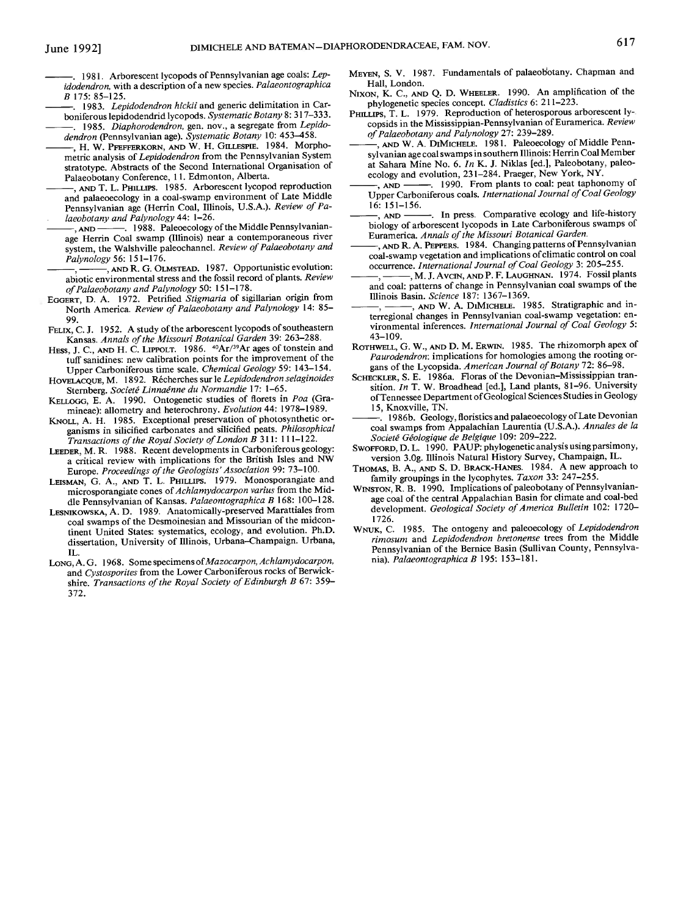———. 1981. Arborescent lycopods of Pennsylvanian age coals: *Lepidodendron*, with a description of a new species. *Palaeontographica B* 175: 85–125.

———. 1983. *Lepidodendron hickii* and generic delimitation in Carboniferous lepidodendrid lycopods. *Systematic Botany* 8: 317–333.

———. 1985. *Diaphorodendron*, gen. nov., a segregate from *Lepidodendron* (Pennsylvanian age). *Systematic Botany* 10: 453–458.

———, H. W. Pfefferkorn, and W. H. Gillespie. 1984. Morphometric analysis of *Lepidodendron* from the Pennsylvanian System stratotype. Abstracts of the Second International Organisation of Palaeobotany Conference, 11. Edmonton, Alberta.

———, and T. L. Phillips. 1985. Arborescent lycopod reproduction and palaeoecology in a coal-swamp environment of Late Middle Pennsylvanian age (Herrin Coal, Illinois, U.S.A.). *Review of Palaeobotany and Palynology* 44: 1–26.

———, and ———. 1988. Paleoecology of the Middle Pennsylvanian-age Herrin Coal swamp (Illinois) near a contemporaneous river system, the Walshville paleochannel. *Review of Palaeobotany and Palynology* 56: 151–176.

———, ———, and R. G. Olmstead. 1987. Opportunistic evolution: abiotic environmental stress and the fossil record of plants. *Review of Palaeobotany and Palynology* 50: 151–178.

Eggert, D. A. 1972. Petrified *Stigmaria* of sigillarian origin from North America. *Review of Palaeobotany and Palynology* 14: 85–99.

Felix, C. J. 1952. A study of the arborescent lycopods of southeastern Kansas. *Annals of the Missouri Botanical Garden* 39: 263–288.

Hess, J. C., and H. C. Lippolt. 1986. $^{40}Ar/^{39}Ar$ ages of tonstein and tuff sanidines: new calibration points for the improvement of the Upper Carboniferous time scale. *Chemical Geology* 59: 143–154.

Hovelacque, M. 1892. Récherches sur le *Lepidodendron selaginoides* Sternberg. *Societé Linnaénne du Normandie* 17: 1–65.

Kellogg, E. A. 1990. Ontogenetic studies of florets in *Poa* (Gramineae): allometry and heterochrony. *Evolution* 44: 1978–1989.

Knoll, A. H. 1985. Exceptional preservation of photosynthetic organisms in silicified carbonates and silicified peats. *Philosophical Transactions of the Royal Society of London B* 311: 111–122.

Leeder, M. R. 1988. Recent developments in Carboniferous geology: a critical review with implications for the British Isles and NW Europe. *Proceedings of the Geologists' Association* 99: 73–100.

Leisman, G. A., and T. L. Phillips. 1979. Monosporangiate and microsporangiate cones of *Achlamydocarpon varius* from the Middle Pennsylvanian of Kansas. *Palaeontographica B* 168: 100–128.

Lesnikowska, A. D. 1989. Anatomically-preserved Marattiales from coal swamps of the Desmoinesian and Missourian of the midcontinent United States: systematics, ecology, and evolution. Ph.D. dissertation, University of Illinois, Urbana–Champaign. Urbana, IL.

Long, A. G. 1968. Some specimens of *Mazocarpon, Achlamydocarpon,* and *Cystosporites* from the Lower Carboniferous rocks of Berwickshire. *Transactions of the Royal Society of Edinburgh B* 67: 359–372.

Meyen, S. V. 1987. Fundamentals of palaeobotany. Chapman and Hall, London.

Nixon, K. C., and Q. D. Wheeler. 1990. An amplification of the phylogenetic species concept. *Cladistics* 6: 211–223.

Phillips, T. L. 1979. Reproduction of heterosporous arborescent lycopsids in the Mississippian-Pennsylvanian of Euramerica. *Review of Palaeobotany and Palynology* 27: 239–289.

———, and W. A. DiMichele. 1981. Paleoecology of Middle Pennsylvanian age coal swamps in southern Illinois: Herrin Coal Member at Sahara Mine No. 6. *In* K. J. Niklas [ed.], Paleobotany, paleoecology and evolution, 231–284. Praeger, New York, NY.

———, and ———. 1990. From plants to coal: peat taphonomy of Upper Carboniferous coals. *International Journal of Coal Geology* 16: 151–156.

———, and ———. In press. Comparative ecology and life-history biology of arborescent lycopods in Late Carboniferous swamps of Euramerica. *Annals of the Missouri Botanical Garden.*

———, and R. A. Peppers. 1984. Changing patterns of Pennsylvanian coal-swamp vegetation and implications of climatic control on coal occurrence. *International Journal of Coal Geology* 3: 205–255.

———, ———, M. J. Avcin, and P. F. Laughnan. 1974. Fossil plants and coal: patterns of change in Pennsylvanian coal swamps of the Illinois Basin. *Science* 187: 1367–1369.

———, ———, and W. A. DiMichele. 1985. Stratigraphic and interregional changes in Pennsylvanian coal-swamp vegetation: environmental inferences. *International Journal of Coal Geology* 5: 43–109.

Rothwell, G. W., and D. M. Erwin. 1985. The rhizomorph apex of *Paurodendron*: implications for homologies among the rooting organs of the Lycopsida. *American Journal of Botany* 72: 86–98.

Scheckler, S. E. 1986a. Floras of the Devonian–Mississippian transition. *In* T. W. Broadhead [ed.], Land plants, 81–96. University of Tennessee Department of Geological Sciences Studies in Geology 15, Knoxville, TN.

———. 1986b. Geology, floristics and palaeoecology of Late Devonian coal swamps from Appalachian Laurentia (U.S.A.). *Annales de la Societé Géologique de Belgique* 109: 209–222.

Swofford, D. L. 1990. PAUP: phylogenetic analysis using parsimony, version 3.0g. Illinois Natural History Survey, Champaign, IL.

Thomas, B. A., and S. D. Brack-Hanes. 1984. A new approach to family groupings in the lycophytes. *Taxon* 33: 247–255.

Winston, R. B. 1990. Implications of paleobotany of Pennsylvanian-age coal of the central Appalachian Basin for climate and coal-bed development. *Geological Society of America Bulletin* 102: 1720–1726.

Wnuk, C. 1985. The ontogeny and paleoecology of *Lepidodendron rimosum* and *Lepidodendron bretonense* trees from the Middle Pennsylvanian of the Bernice Basin (Sullivan County, Pennsylvania). *Palaeontographica B* 195: 153–181.